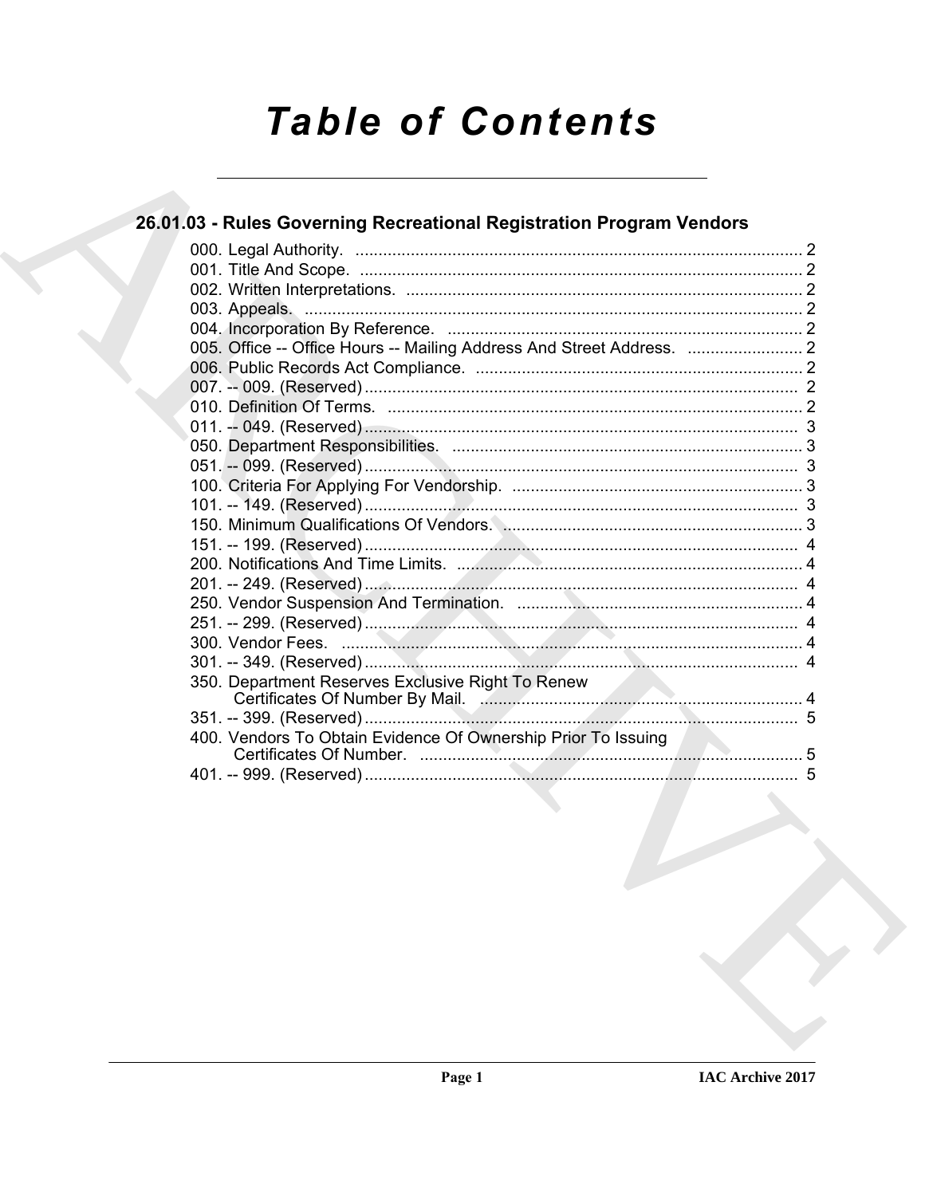# Table of Contents

## 26.01.03 - Rules Governing Recreational Registration Program Vendors

000. Legal Authority. .......... 2
001. Title And Scope. .......... 2
002. Written Interpretations. .......... 2
003. Appeals. .......... 2
004. Incorporation By Reference. .......... 2
005. Office -- Office Hours -- Mailing Address And Street Address. .......... 2
006. Public Records Act Compliance. .......... 2
007. -- 009. (Reserved) .......... 2
010. Definition Of Terms. .......... 2
011. -- 049. (Reserved) .......... 3
050. Department Responsibilities. .......... 3
051. -- 099. (Reserved) .......... 3
100. Criteria For Applying For Vendorship. .......... 3
101. -- 149. (Reserved) .......... 3
150. Minimum Qualifications Of Vendors. .......... 3
151. -- 199. (Reserved) .......... 4
200. Notifications And Time Limits. .......... 4
201. -- 249. (Reserved) .......... 4
250. Vendor Suspension And Termination. .......... 4
251. -- 299. (Reserved) .......... 4
300. Vendor Fees. .......... 4
301. -- 349. (Reserved) .......... 4
350. Department Reserves Exclusive Right To Renew Certificates Of Number By Mail. .......... 4
351. -- 399. (Reserved) .......... 5
400. Vendors To Obtain Evidence Of Ownership Prior To Issuing Certificates Of Number. .......... 5
401. -- 999. (Reserved) .......... 5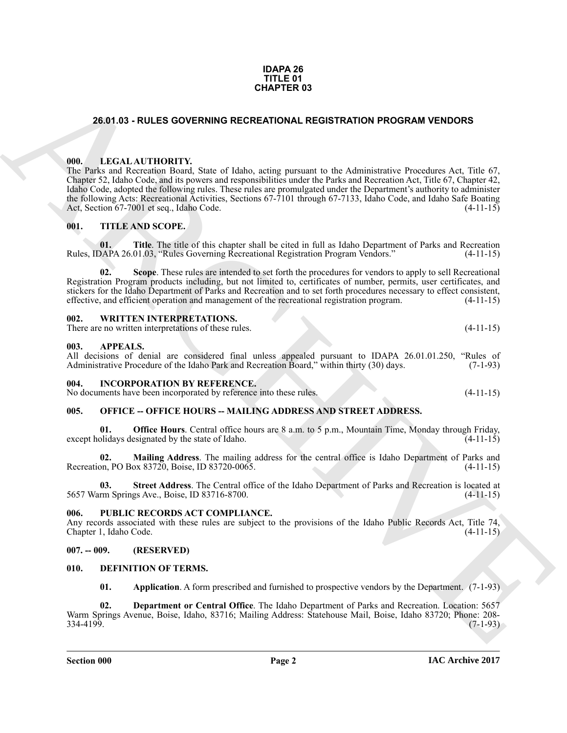**IDAPA 26**
**TITLE 01**
**CHAPTER 03**

## 26.01.03 - RULES GOVERNING RECREATIONAL REGISTRATION PROGRAM VENDORS

### 000. LEGAL AUTHORITY.

The Parks and Recreation Board, State of Idaho, acting pursuant to the Administrative Procedures Act, Title 67, Chapter 52, Idaho Code, and its powers and responsibilities under the Parks and Recreation Act, Title 67, Chapter 42, Idaho Code, adopted the following rules. These rules are promulgated under the Department's authority to administer the following Acts: Recreational Activities, Sections 67-7101 through 67-7133, Idaho Code, and Idaho Safe Boating Act, Section 67-7001 et seq., Idaho Code. (4-11-15)

### 001. TITLE AND SCOPE.

**01. Title**. The title of this chapter shall be cited in full as Idaho Department of Parks and Recreation Rules, IDAPA 26.01.03, "Rules Governing Recreational Registration Program Vendors." (4-11-15)

**02. Scope**. These rules are intended to set forth the procedures for vendors to apply to sell Recreational Registration Program products including, but not limited to, certificates of number, permits, user certificates, and stickers for the Idaho Department of Parks and Recreation and to set forth procedures necessary to effect consistent, effective, and efficient operation and management of the recreational registration program. (4-11-15)

### 002. WRITTEN INTERPRETATIONS.

There are no written interpretations of these rules. (4-11-15)

### 003. APPEALS.

All decisions of denial are considered final unless appealed pursuant to IDAPA 26.01.01.250, "Rules of Administrative Procedure of the Idaho Park and Recreation Board," within thirty (30) days. (7-1-93)

### 004. INCORPORATION BY REFERENCE.

No documents have been incorporated by reference into these rules. (4-11-15)

### 005. OFFICE -- OFFICE HOURS -- MAILING ADDRESS AND STREET ADDRESS.

**01. Office Hours**. Central office hours are 8 a.m. to 5 p.m., Mountain Time, Monday through Friday, except holidays designated by the state of Idaho. (4-11-15)

**02. Mailing Address**. The mailing address for the central office is Idaho Department of Parks and Recreation, PO Box 83720, Boise, ID 83720-0065. (4-11-15)

**03. Street Address**. The Central office of the Idaho Department of Parks and Recreation is located at 5657 Warm Springs Ave., Boise, ID 83716-8700. (4-11-15)

### 006. PUBLIC RECORDS ACT COMPLIANCE.

Any records associated with these rules are subject to the provisions of the Idaho Public Records Act, Title 74, Chapter 1, Idaho Code. (4-11-15)

### 007. -- 009. (RESERVED)

### 010. DEFINITION OF TERMS.

**01. Application**. A form prescribed and furnished to prospective vendors by the Department. (7-1-93)

**02. Department or Central Office**. The Idaho Department of Parks and Recreation. Location: 5657 Warm Springs Avenue, Boise, Idaho, 83716; Mailing Address: Statehouse Mail, Boise, Idaho 83720; Phone: 208-334-4199. (7-1-93)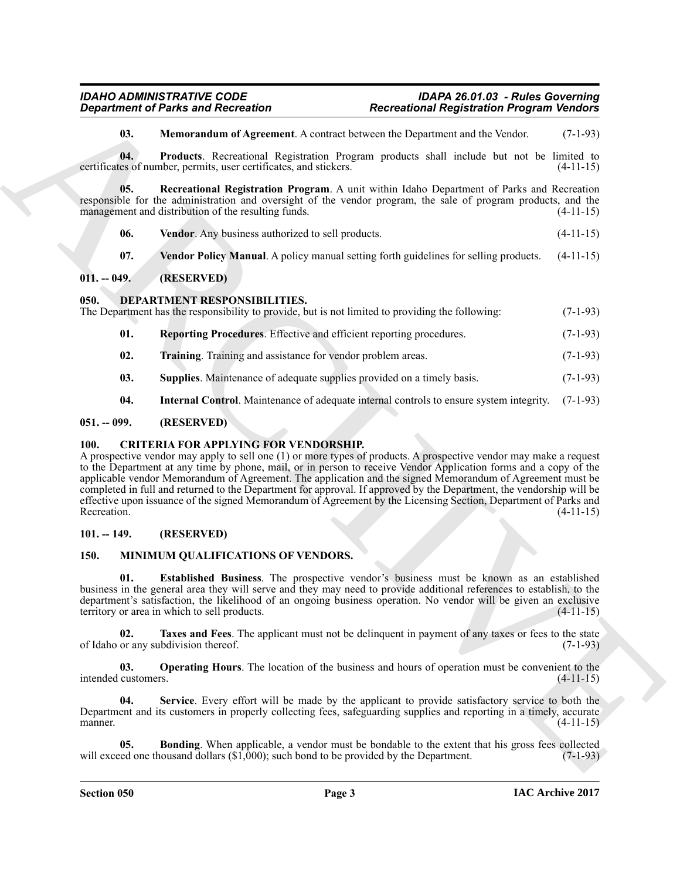**03. Memorandum of Agreement**. A contract between the Department and the Vendor. (7-1-93)

**04. Products**. Recreational Registration Program products shall include but not be limited to certificates of number, permits, user certificates, and stickers. (4-11-15)

**05. Recreational Registration Program**. A unit within Idaho Department of Parks and Recreation responsible for the administration and oversight of the vendor program, the sale of program products, and the management and distribution of the resulting funds. (4-11-15)

**06. Vendor**. Any business authorized to sell products. (4-11-15)

**07. Vendor Policy Manual**. A policy manual setting forth guidelines for selling products. (4-11-15)

## 011. -- 049. (RESERVED)

## 050. DEPARTMENT RESPONSIBILITIES.

The Department has the responsibility to provide, but is not limited to providing the following: (7-1-93)

**01. Reporting Procedures**. Effective and efficient reporting procedures. (7-1-93)

**02. Training**. Training and assistance for vendor problem areas. (7-1-93)

**03. Supplies**. Maintenance of adequate supplies provided on a timely basis. (7-1-93)

**04. Internal Control**. Maintenance of adequate internal controls to ensure system integrity. (7-1-93)

## 051. -- 099. (RESERVED)

## 100. CRITERIA FOR APPLYING FOR VENDORSHIP.

A prospective vendor may apply to sell one (1) or more types of products. A prospective vendor may make a request to the Department at any time by phone, mail, or in person to receive Vendor Application forms and a copy of the applicable vendor Memorandum of Agreement. The application and the signed Memorandum of Agreement must be completed in full and returned to the Department for approval. If approved by the Department, the vendorship will be effective upon issuance of the signed Memorandum of Agreement by the Licensing Section, Department of Parks and Recreation. (4-11-15)

## 101. -- 149. (RESERVED)

## 150. MINIMUM QUALIFICATIONS OF VENDORS.

**01. Established Business**. The prospective vendor's business must be known as an established business in the general area they will serve and they may need to provide additional references to establish, to the department's satisfaction, the likelihood of an ongoing business operation. No vendor will be given an exclusive territory or area in which to sell products. (4-11-15)

**02. Taxes and Fees**. The applicant must not be delinquent in payment of any taxes or fees to the state of Idaho or any subdivision thereof. (7-1-93)

**03. Operating Hours**. The location of the business and hours of operation must be convenient to the intended customers. (4-11-15)

**04. Service**. Every effort will be made by the applicant to provide satisfactory service to both the Department and its customers in properly collecting fees, safeguarding supplies and reporting in a timely, accurate manner. (4-11-15)

**05. Bonding**. When applicable, a vendor must be bondable to the extent that his gross fees collected will exceed one thousand dollars ($1,000); such bond to be provided by the Department. (7-1-93)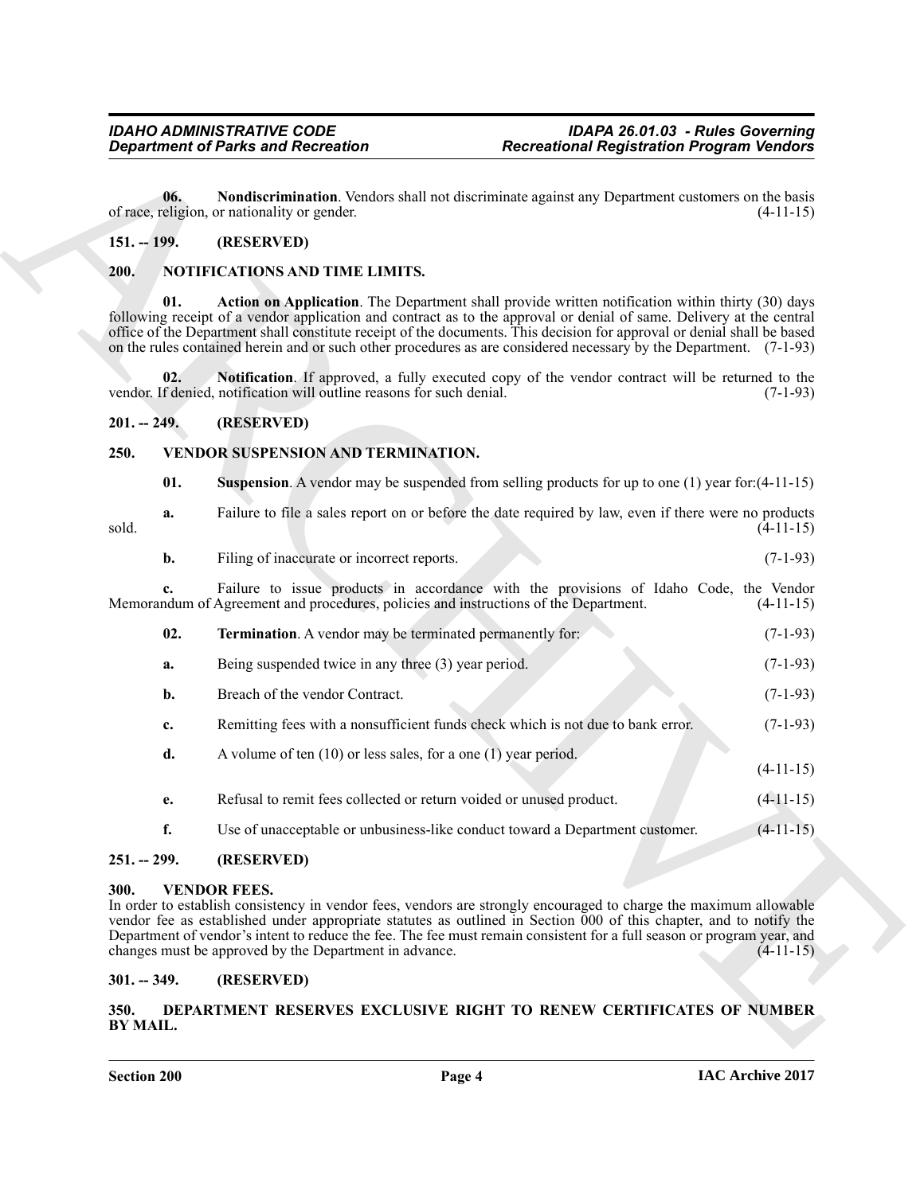**06. Nondiscrimination**. Vendors shall not discriminate against any Department customers on the basis of race, religion, or nationality or gender. (4-11-15)

## 151. -- 199. (RESERVED)

## 200. NOTIFICATIONS AND TIME LIMITS.

**01. Action on Application**. The Department shall provide written notification within thirty (30) days following receipt of a vendor application and contract as to the approval or denial of same. Delivery at the central office of the Department shall constitute receipt of the documents. This decision for approval or denial shall be based on the rules contained herein and or such other procedures as are considered necessary by the Department. (7-1-93)

**02. Notification**. If approved, a fully executed copy of the vendor contract will be returned to the vendor. If denied, notification will outline reasons for such denial. (7-1-93)

## 201. -- 249. (RESERVED)

## 250. VENDOR SUSPENSION AND TERMINATION.

**01. Suspension**. A vendor may be suspended from selling products for up to one (1) year for:(4-11-15)

**a.** Failure to file a sales report on or before the date required by law, even if there were no products sold. (4-11-15)

**b.** Filing of inaccurate or incorrect reports. (7-1-93)

**c.** Failure to issue products in accordance with the provisions of Idaho Code, the Vendor Memorandum of Agreement and procedures, policies and instructions of the Department. (4-11-15)

**02. Termination**. A vendor may be terminated permanently for: (7-1-93)

**a.** Being suspended twice in any three (3) year period. (7-1-93)

**b.** Breach of the vendor Contract. (7-1-93)

**c.** Remitting fees with a nonsufficient funds check which is not due to bank error. (7-1-93)

**d.** A volume of ten (10) or less sales, for a one (1) year period. (4-11-15)

**e.** Refusal to remit fees collected or return voided or unused product. (4-11-15)

**f.** Use of unacceptable or unbusiness-like conduct toward a Department customer. (4-11-15)

## 251. -- 299. (RESERVED)

## 300. VENDOR FEES.

In order to establish consistency in vendor fees, vendors are strongly encouraged to charge the maximum allowable vendor fee as established under appropriate statutes as outlined in Section 000 of this chapter, and to notify the Department of vendor's intent to reduce the fee. The fee must remain consistent for a full season or program year, and changes must be approved by the Department in advance. (4-11-15)

## 301. -- 349. (RESERVED)

## 350. DEPARTMENT RESERVES EXCLUSIVE RIGHT TO RENEW CERTIFICATES OF NUMBER BY MAIL.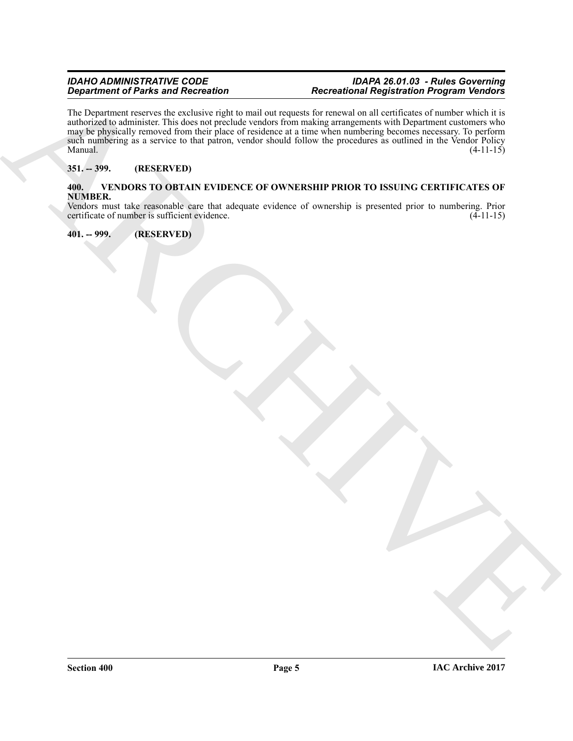The Department reserves the exclusive right to mail out requests for renewal on all certificates of number which it is authorized to administer. This does not preclude vendors from making arrangements with Department customers who may be physically removed from their place of residence at a time when numbering becomes necessary. To perform such numbering as a service to that patron, vendor should follow the procedures as outlined in the Vendor Policy Manual. (4-11-15)

**351. -- 399. (RESERVED)**

**400. VENDORS TO OBTAIN EVIDENCE OF OWNERSHIP PRIOR TO ISSUING CERTIFICATES OF NUMBER.**

Vendors must take reasonable care that adequate evidence of ownership is presented prior to numbering. Prior certificate of number is sufficient evidence. (4-11-15)

**401. -- 999. (RESERVED)**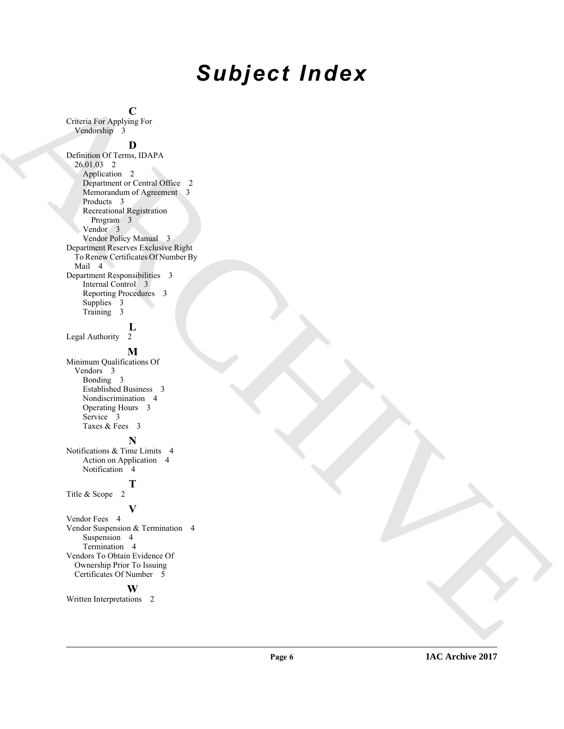# Subject Index

**C**

Criteria For Applying For Vendorship 3

**D**

Definition Of Terms, IDAPA 26.01.03 2
- Application 2
- Department or Central Office 2
- Memorandum of Agreement 3
- Products 3
- Recreational Registration Program 3
- Vendor 3
- Vendor Policy Manual 3

Department Reserves Exclusive Right To Renew Certificates Of Number By Mail 4

Department Responsibilities 3
- Internal Control 3
- Reporting Procedures 3
- Supplies 3
- Training 3

**L**

Legal Authority 2

**M**

Minimum Qualifications Of Vendors 3
- Bonding 3
- Established Business 3
- Nondiscrimination 4
- Operating Hours 3
- Service 3
- Taxes & Fees 3

**N**

Notifications & Time Limits 4
- Action on Application 4
- Notification 4

**T**

Title & Scope 2

**V**

Vendor Fees 4

Vendor Suspension & Termination 4
- Suspension 4
- Termination 4

Vendors To Obtain Evidence Of Ownership Prior To Issuing Certificates Of Number 5

**W**

Written Interpretations 2